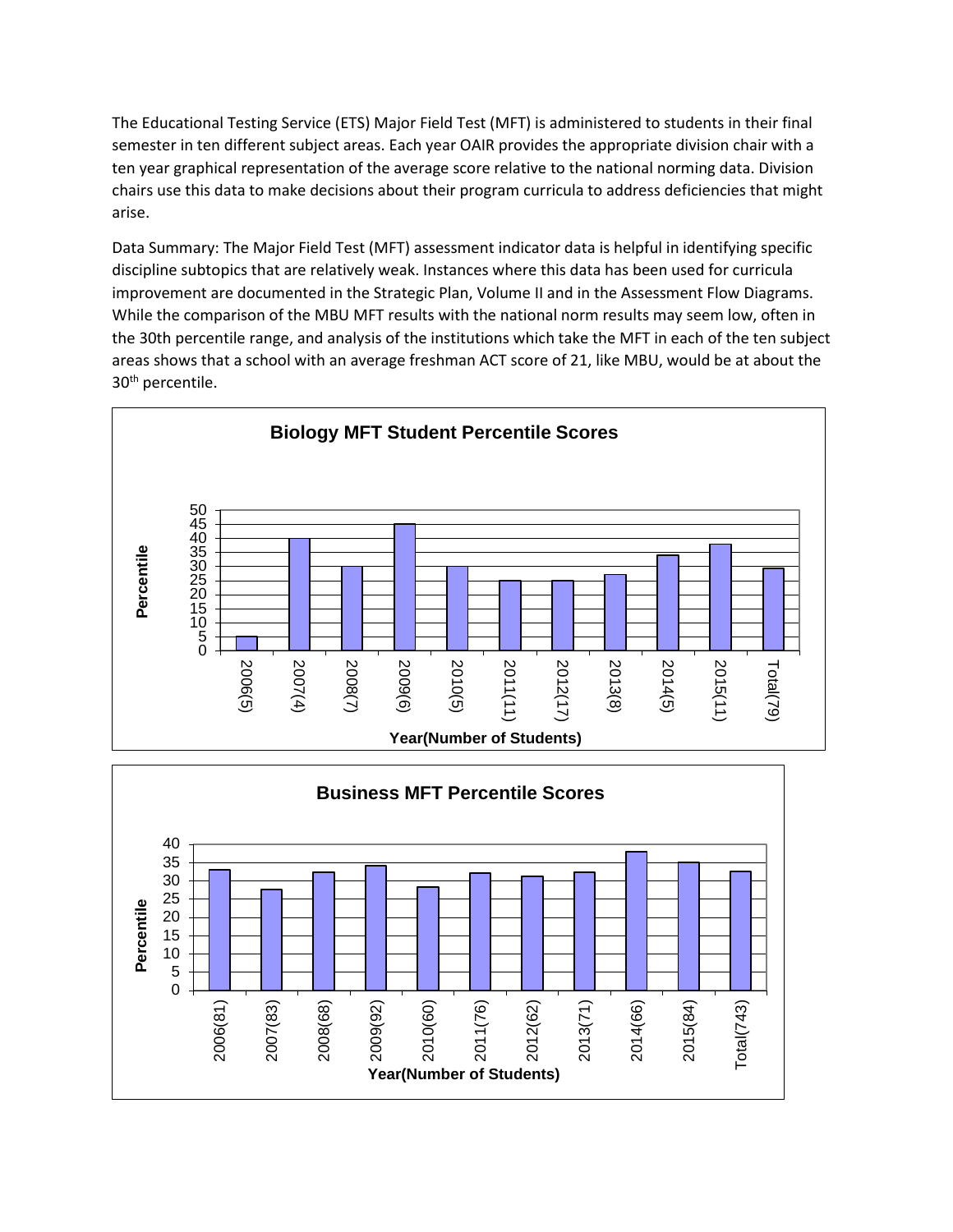The Educational Testing Service (ETS) Major Field Test (MFT) is administered to students in their final semester in ten different subject areas. Each year OAIR provides the appropriate division chair with a ten year graphical representation of the average score relative to the national norming data. Division chairs use this data to make decisions about their program curricula to address deficiencies that might arise.

Data Summary: The Major Field Test (MFT) assessment indicator data is helpful in identifying specific discipline subtopics that are relatively weak. Instances where this data has been used for curricula improvement are documented in the Strategic Plan, Volume II and in the Assessment Flow Diagrams. While the comparison of the MBU MFT results with the national norm results may seem low, often in the 30th percentile range, and analysis of the institutions which take the MFT in each of the ten subject areas shows that a school with an average freshman ACT score of 21, like MBU, would be at about the 30th percentile.

**Biology MFT Student Percentile Scores**

Percentile

2006(5) 2007(4) 2008(7) 2009(6) 2010(5) 2011(11) 2012(17) 2013(8) 2014(5) 2015(11) Total(79)

Year(Number of Students)

**Business MFT Percentile Scores**

Percentile

2006(81) 2007(83) 2008(68) 2009(92) 2010(60) 2011(76) 2012(62) 2013(71) 2014(66) 2015(84) Total(743)

Year(Number of Students)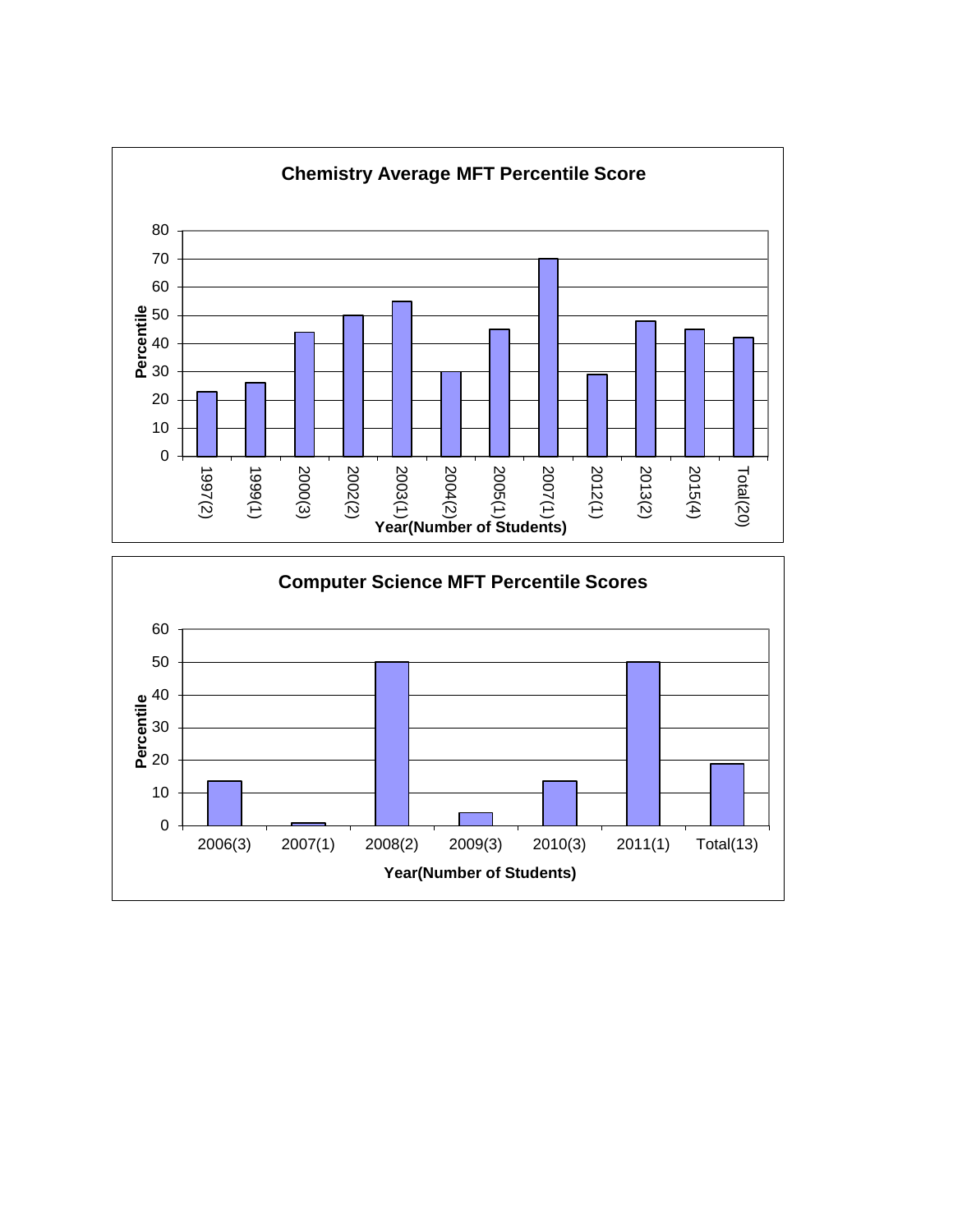**Chemistry Average MFT Percentile Score**

Percentile: 0, 10, 20, 30, 40, 50, 60, 70, 80

1997(2) | 1999(1) | 2000(3) | 2002(2) | 2003(1) | 2004(2) | 2005(1) | 2007(1) | 2012(1) | 2013(2) | 2015(4) | Total(20)

**Year(Number of Students)**

**Computer Science MFT Percentile Scores**

Percentile: 0, 10, 20, 30, 40, 50, 60

2006(3) | 2007(1) | 2008(2) | 2009(3) | 2010(3) | 2011(1) | Total(13)

**Year(Number of Students)**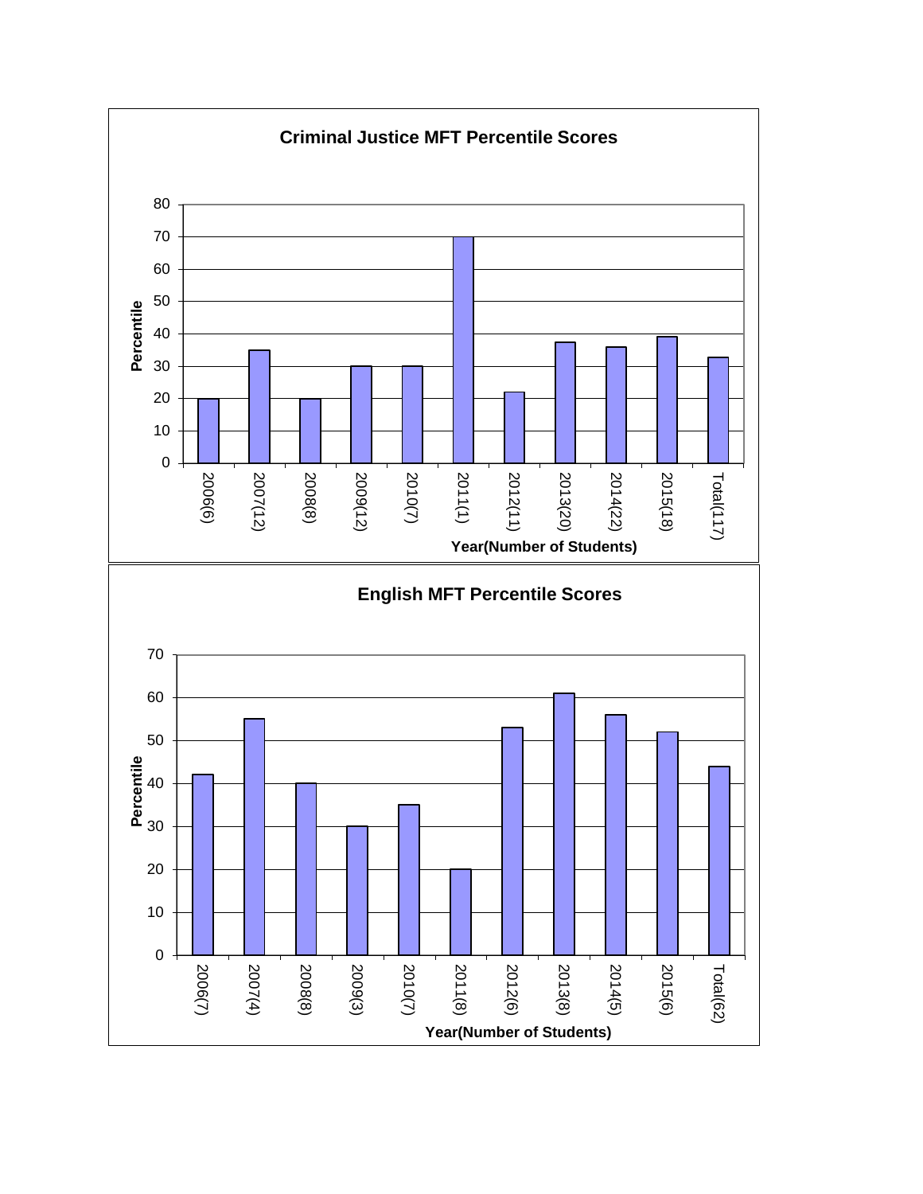**Criminal Justice MFT Percentile Scores**

| Year(Number of Students) | Percentile |
|---|---|
| 2006(6) | 20 |
| 2007(12) | 35 |
| 2008(8) | 20 |
| 2009(12) | 30 |
| 2010(7) | 30 |
| 2011(1) | 70 |
| 2012(11) | 22 |
| 2013(20) | 37.5 |
| 2014(22) | 36 |
| 2015(18) | 39 |
| Total(117) | 33 |

**English MFT Percentile Scores**

| Year(Number of Students) | Percentile |
|---|---|
| 2006(7) | 42 |
| 2007(4) | 55 |
| 2008(8) | 40 |
| 2009(3) | 30 |
| 2010(7) | 35 |
| 2011(8) | 20 |
| 2012(6) | 53 |
| 2013(8) | 61 |
| 2014(5) | 56 |
| 2015(6) | 52 |
| Total(62) | 44 |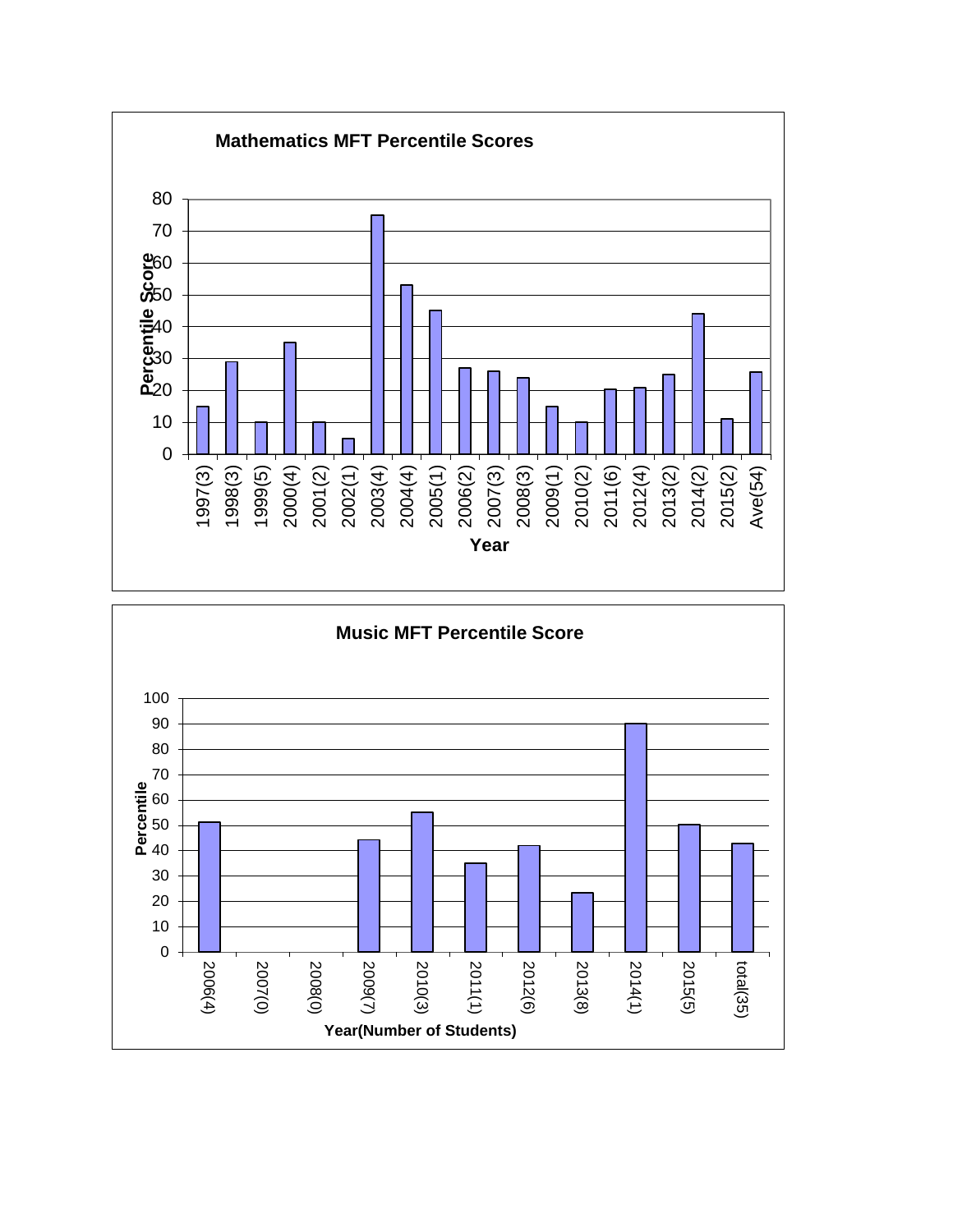**Mathematics MFT Percentile Scores**

| Year | Percentile Score |
|---|---|
| 1997(3) | 15 |
| 1998(3) | 29 |
| 1999(5) | 10 |
| 2000(4) | 35 |
| 2001(2) | 10 |
| 2002(1) | 5 |
| 2003(4) | 75 |
| 2004(4) | 53 |
| 2005(1) | 45 |
| 2006(2) | 27 |
| 2007(3) | 26 |
| 2008(3) | 24 |
| 2009(1) | 15 |
| 2010(2) | 10 |
| 2011(6) | 20 |
| 2012(4) | 21 |
| 2013(2) | 25 |
| 2014(2) | 44 |
| 2015(2) | 11 |
| Ave(54) | 26 |

**Music MFT Percentile Score**

| Year(Number of Students) | Percentile |
|---|---|
| 2006(4) | 51 |
| 2007(0) | |
| 2008(0) | |
| 2009(7) | 44 |
| 2010(3) | 55 |
| 2011(1) | 35 |
| 2012(6) | 42 |
| 2013(8) | 23 |
| 2014(1) | 90 |
| 2015(5) | 50 |
| total(35) | 43 |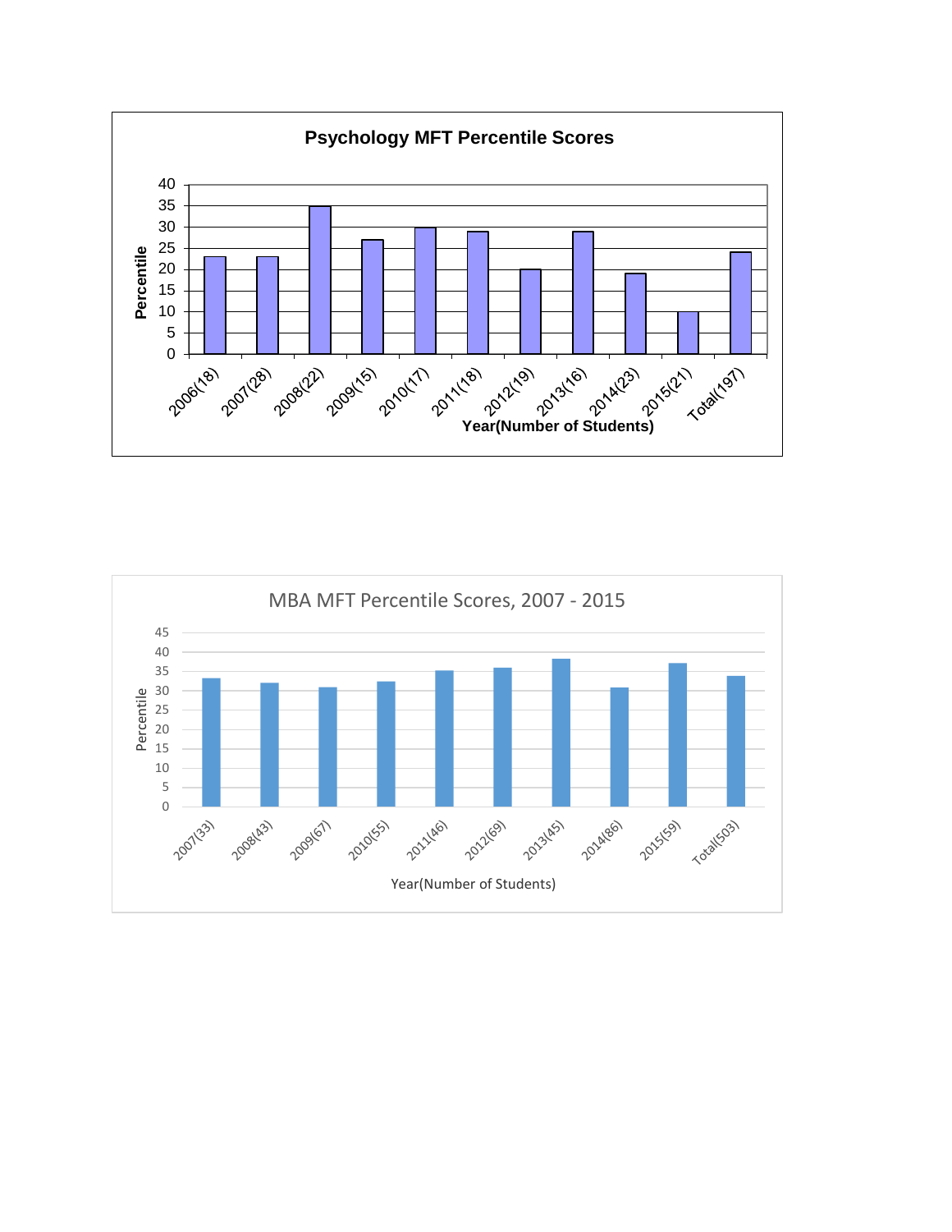Psychology MFT Percentile Scores

Percentile

40
35
30
25
20
15
10
5
0

2006(18)
2007(28)
2008(22)
2009(15)
2010(17)
2011(18)
2012(19)
2013(16)
2014(23)
2015(21)
Total(197)

Year(Number of Students)

MBA MFT Percentile Scores, 2007 - 2015

Percentile

45
40
35
30
25
20
15
10
5
0

2007(33)
2008(43)
2009(67)
2010(55)
2011(46)
2012(69)
2013(45)
2014(86)
2015(59)
Total(503)

Year(Number of Students)